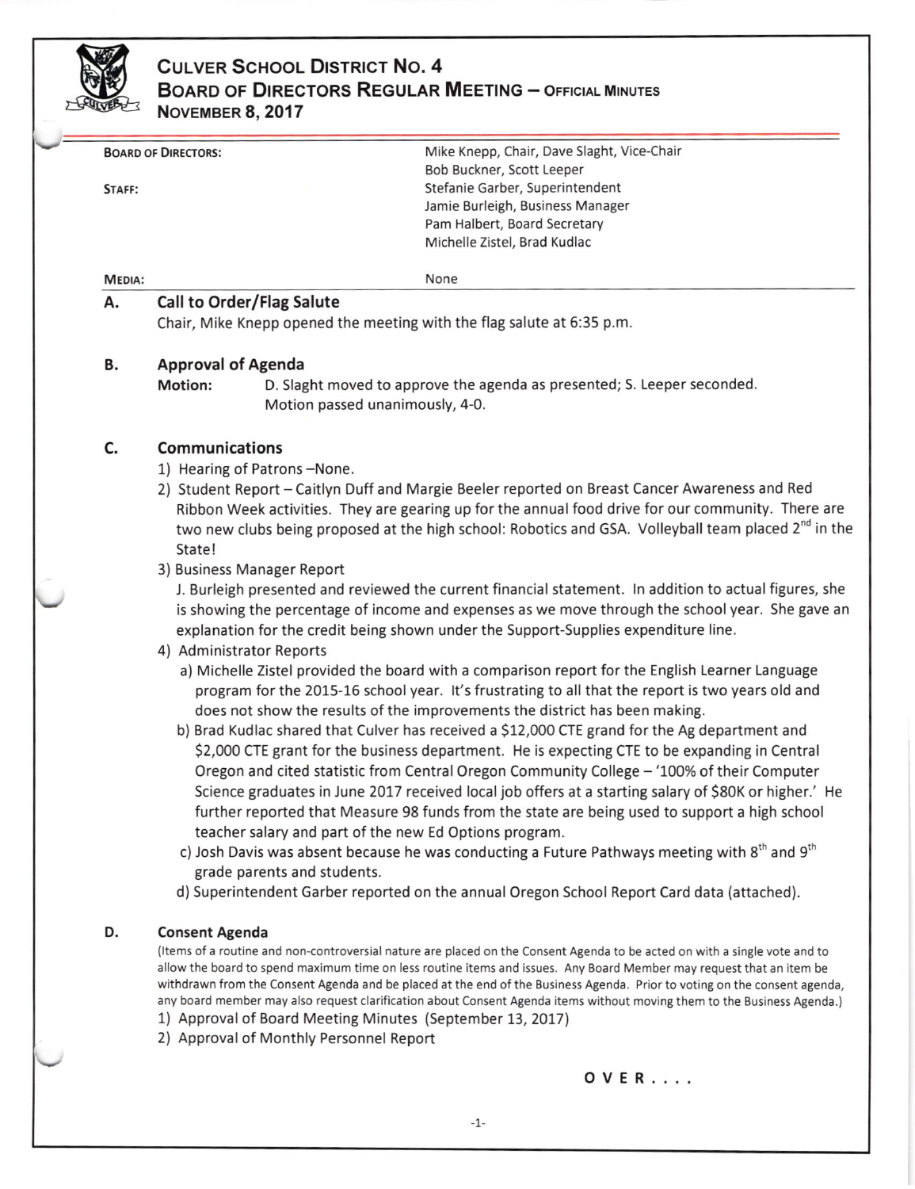# CULVER SCHOOL DISTRICT NO. 4
## BOARD OF DIRECTORS REGULAR MEETING – OFFICIAL MINUTES
### NOVEMBER 8, 2017

| | |
|---|---|
| BOARD OF DIRECTORS: | Mike Knepp, Chair, Dave Slaght, Vice-Chair<br>Bob Buckner, Scott Leeper |
| STAFF: | Stefanie Garber, Superintendent<br>Jamie Burleigh, Business Manager<br>Pam Halbert, Board Secretary<br>Michelle Zistel, Brad Kudlac |
| MEDIA: | None |

## A. Call to Order/Flag Salute

Chair, Mike Knepp opened the meeting with the flag salute at 6:35 p.m.

## B. Approval of Agenda

**Motion:** D. Slaght moved to approve the agenda as presented; S. Leeper seconded. Motion passed unanimously, 4-0.

## C. Communications

1) Hearing of Patrons –None.
2) Student Report – Caitlyn Duff and Margie Beeler reported on Breast Cancer Awareness and Red Ribbon Week activities. They are gearing up for the annual food drive for our community. There are two new clubs being proposed at the high school: Robotics and GSA. Volleyball team placed 2nd in the State!
3) Business Manager Report

   J. Burleigh presented and reviewed the current financial statement. In addition to actual figures, she is showing the percentage of income and expenses as we move through the school year. She gave an explanation for the credit being shown under the Support-Supplies expenditure line.
4) Administrator Reports
   a) Michelle Zistel provided the board with a comparison report for the English Learner Language program for the 2015-16 school year. It's frustrating to all that the report is two years old and does not show the results of the improvements the district has been making.
   b) Brad Kudlac shared that Culver has received a $12,000 CTE grand for the Ag department and $2,000 CTE grant for the business department. He is expecting CTE to be expanding in Central Oregon and cited statistic from Central Oregon Community College – '100% of their Computer Science graduates in June 2017 received local job offers at a starting salary of $80K or higher.' He further reported that Measure 98 funds from the state are being used to support a high school teacher salary and part of the new Ed Options program.
   c) Josh Davis was absent because he was conducting a Future Pathways meeting with 8th and 9th grade parents and students.
   d) Superintendent Garber reported on the annual Oregon School Report Card data (attached).

## D. Consent Agenda

(Items of a routine and non-controversial nature are placed on the Consent Agenda to be acted on with a single vote and to allow the board to spend maximum time on less routine items and issues. Any Board Member may request that an item be withdrawn from the Consent Agenda and be placed at the end of the Business Agenda. Prior to voting on the consent agenda, any board member may also request clarification about Consent Agenda items without moving them to the Business Agenda.)

1) Approval of Board Meeting Minutes (September 13, 2017)
2) Approval of Monthly Personnel Report

**OVER....**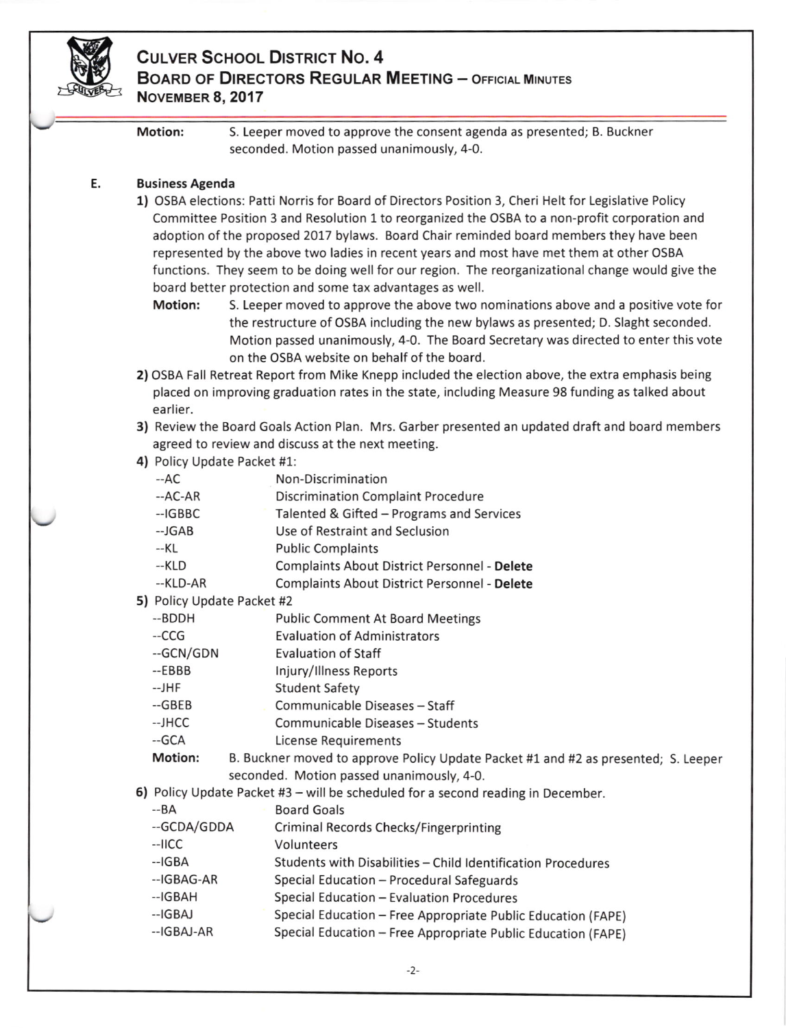# CULVER SCHOOL DISTRICT NO. 4
## BOARD OF DIRECTORS REGULAR MEETING – OFFICIAL MINUTES
### NOVEMBER 8, 2017

**Motion:** S. Leeper moved to approve the consent agenda as presented; B. Buckner seconded. Motion passed unanimously, 4-0.

**E. Business Agenda**

1) OSBA elections: Patti Norris for Board of Directors Position 3, Cheri Helt for Legislative Policy Committee Position 3 and Resolution 1 to reorganized the OSBA to a non-profit corporation and adoption of the proposed 2017 bylaws. Board Chair reminded board members they have been represented by the above two ladies in recent years and most have met them at other OSBA functions. They seem to be doing well for our region. The reorganizational change would give the board better protection and some tax advantages as well.

   **Motion:** S. Leeper moved to approve the above two nominations above and a positive vote for the restructure of OSBA including the new bylaws as presented; D. Slaght seconded. Motion passed unanimously, 4-0. The Board Secretary was directed to enter this vote on the OSBA website on behalf of the board.

2) OSBA Fall Retreat Report from Mike Knepp included the election above, the extra emphasis being placed on improving graduation rates in the state, including Measure 98 funding as talked about earlier.

3) Review the Board Goals Action Plan. Mrs. Garber presented an updated draft and board members agreed to review and discuss at the next meeting.

4) Policy Update Packet #1:

| | |
|---|---|
| --AC | Non-Discrimination |
| --AC-AR | Discrimination Complaint Procedure |
| --IGBBC | Talented & Gifted – Programs and Services |
| --JGAB | Use of Restraint and Seclusion |
| --KL | Public Complaints |
| --KLD | Complaints About District Personnel - **Delete** |
| --KLD-AR | Complaints About District Personnel - **Delete** |

5) Policy Update Packet #2

| | |
|---|---|
| --BDDH | Public Comment At Board Meetings |
| --CCG | Evaluation of Administrators |
| --GCN/GDN | Evaluation of Staff |
| --EBBB | Injury/Illness Reports |
| --JHF | Student Safety |
| --GBEB | Communicable Diseases – Staff |
| --JHCC | Communicable Diseases – Students |
| --GCA | License Requirements |

   **Motion:** B. Buckner moved to approve Policy Update Packet #1 and #2 as presented; S. Leeper seconded. Motion passed unanimously, 4-0.

6) Policy Update Packet #3 – will be scheduled for a second reading in December.

| | |
|---|---|
| --BA | Board Goals |
| --GCDA/GDDA | Criminal Records Checks/Fingerprinting |
| --IICC | Volunteers |
| --IGBA | Students with Disabilities – Child Identification Procedures |
| --IGBAG-AR | Special Education – Procedural Safeguards |
| --IGBAH | Special Education – Evaluation Procedures |
| --IGBAJ | Special Education – Free Appropriate Public Education (FAPE) |
| --IGBAJ-AR | Special Education – Free Appropriate Public Education (FAPE) |